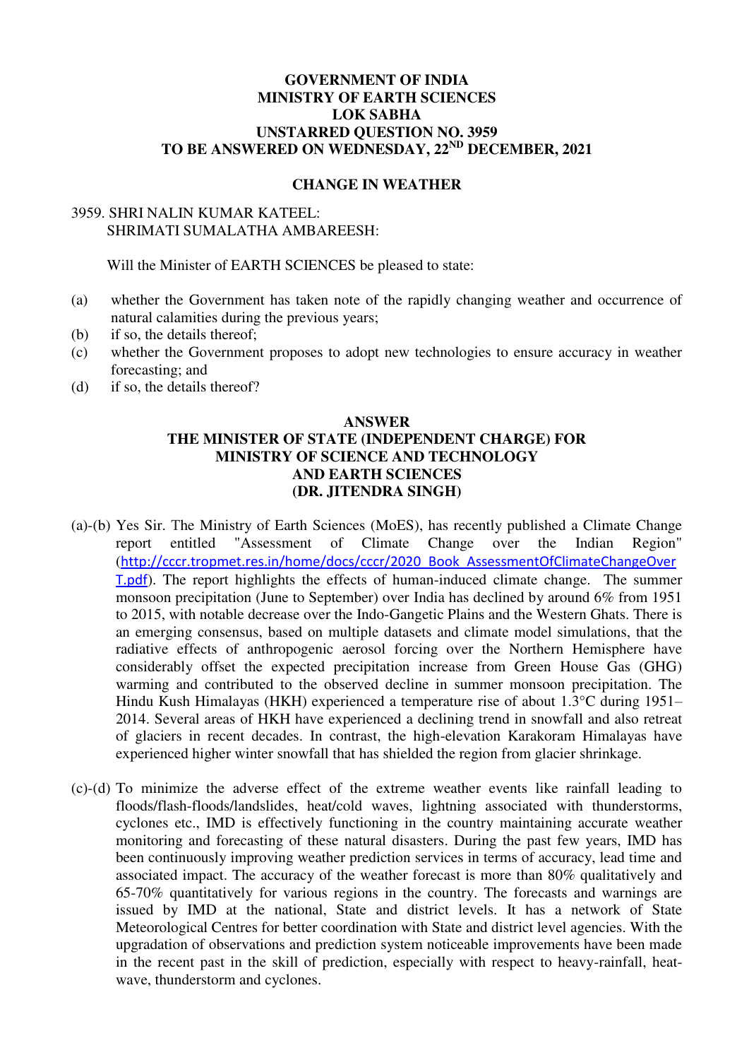**GOVERNMENT OF INDIA**
**MINISTRY OF EARTH SCIENCES**
**LOK SABHA**
**UNSTARRED QUESTION NO. 3959**
**TO BE ANSWERED ON WEDNESDAY, 22ND DECEMBER, 2021**

**CHANGE IN WEATHER**

3959. SHRI NALIN KUMAR KATEEL:
SHRIMATI SUMALATHA AMBAREESH:

Will the Minister of EARTH SCIENCES be pleased to state:

(a) whether the Government has taken note of the rapidly changing weather and occurrence of natural calamities during the previous years;
(b) if so, the details thereof;
(c) whether the Government proposes to adopt new technologies to ensure accuracy in weather forecasting; and
(d) if so, the details thereof?

**ANSWER**
**THE MINISTER OF STATE (INDEPENDENT CHARGE) FOR MINISTRY OF SCIENCE AND TECHNOLOGY AND EARTH SCIENCES**
**(DR. JITENDRA SINGH)**

(a)-(b) Yes Sir. The Ministry of Earth Sciences (MoES), has recently published a Climate Change report entitled "Assessment of Climate Change over the Indian Region" (http://cccr.tropmet.res.in/home/docs/cccr/2020_Book_AssessmentOfClimateChangeOverT.pdf). The report highlights the effects of human-induced climate change. The summer monsoon precipitation (June to September) over India has declined by around 6% from 1951 to 2015, with notable decrease over the Indo-Gangetic Plains and the Western Ghats. There is an emerging consensus, based on multiple datasets and climate model simulations, that the radiative effects of anthropogenic aerosol forcing over the Northern Hemisphere have considerably offset the expected precipitation increase from Green House Gas (GHG) warming and contributed to the observed decline in summer monsoon precipitation. The Hindu Kush Himalayas (HKH) experienced a temperature rise of about 1.3°C during 1951–2014. Several areas of HKH have experienced a declining trend in snowfall and also retreat of glaciers in recent decades. In contrast, the high-elevation Karakoram Himalayas have experienced higher winter snowfall that has shielded the region from glacier shrinkage.

(c)-(d) To minimize the adverse effect of the extreme weather events like rainfall leading to floods/flash-floods/landslides, heat/cold waves, lightning associated with thunderstorms, cyclones etc., IMD is effectively functioning in the country maintaining accurate weather monitoring and forecasting of these natural disasters. During the past few years, IMD has been continuously improving weather prediction services in terms of accuracy, lead time and associated impact. The accuracy of the weather forecast is more than 80% qualitatively and 65-70% quantitatively for various regions in the country. The forecasts and warnings are issued by IMD at the national, State and district levels. It has a network of State Meteorological Centres for better coordination with State and district level agencies. With the upgradation of observations and prediction system noticeable improvements have been made in the recent past in the skill of prediction, especially with respect to heavy-rainfall, heat-wave, thunderstorm and cyclones.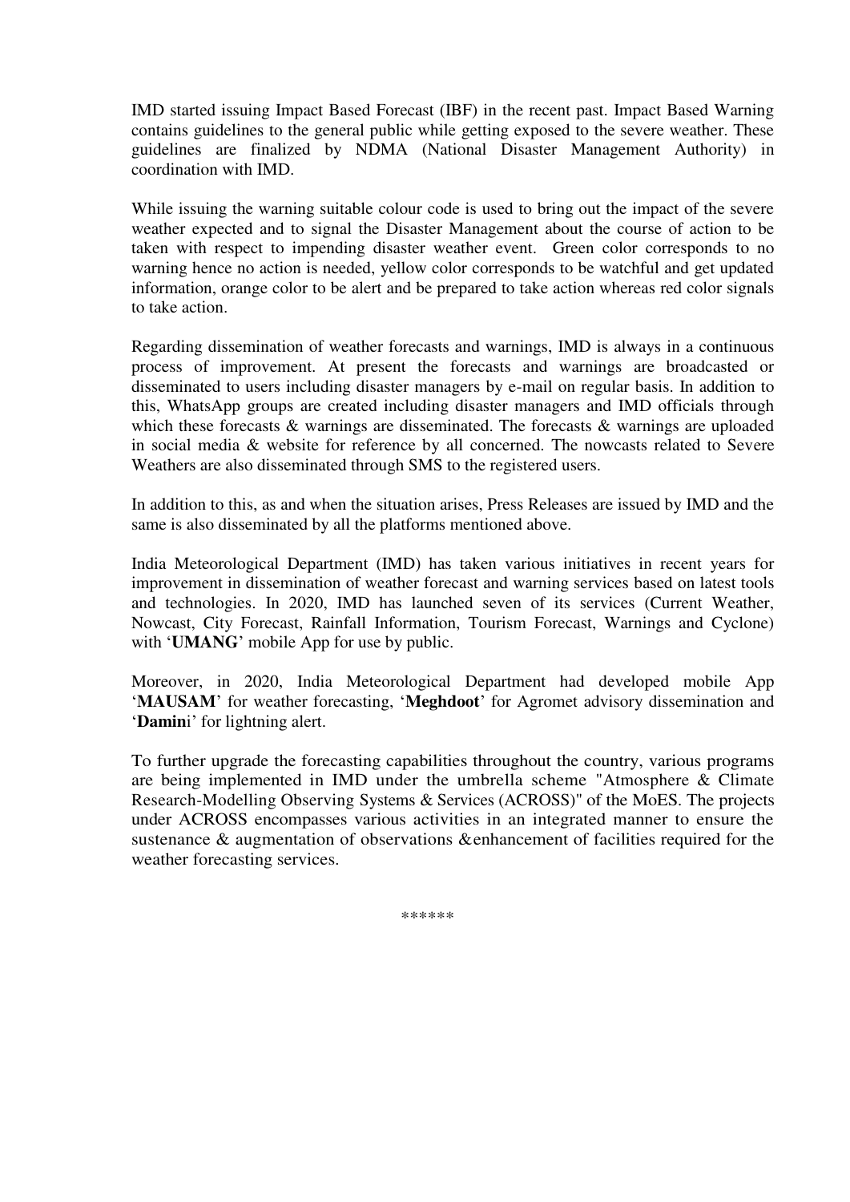IMD started issuing Impact Based Forecast (IBF) in the recent past. Impact Based Warning contains guidelines to the general public while getting exposed to the severe weather. These guidelines are finalized by NDMA (National Disaster Management Authority) in coordination with IMD.

While issuing the warning suitable colour code is used to bring out the impact of the severe weather expected and to signal the Disaster Management about the course of action to be taken with respect to impending disaster weather event. Green color corresponds to no warning hence no action is needed, yellow color corresponds to be watchful and get updated information, orange color to be alert and be prepared to take action whereas red color signals to take action.

Regarding dissemination of weather forecasts and warnings, IMD is always in a continuous process of improvement. At present the forecasts and warnings are broadcasted or disseminated to users including disaster managers by e-mail on regular basis. In addition to this, WhatsApp groups are created including disaster managers and IMD officials through which these forecasts & warnings are disseminated. The forecasts & warnings are uploaded in social media & website for reference by all concerned. The nowcasts related to Severe Weathers are also disseminated through SMS to the registered users.

In addition to this, as and when the situation arises, Press Releases are issued by IMD and the same is also disseminated by all the platforms mentioned above.

India Meteorological Department (IMD) has taken various initiatives in recent years for improvement in dissemination of weather forecast and warning services based on latest tools and technologies. In 2020, IMD has launched seven of its services (Current Weather, Nowcast, City Forecast, Rainfall Information, Tourism Forecast, Warnings and Cyclone) with '**UMANG**' mobile App for use by public.

Moreover, in 2020, India Meteorological Department had developed mobile App '**MAUSAM**' for weather forecasting, '**Meghdoot**' for Agromet advisory dissemination and '**Damin**i' for lightning alert.

To further upgrade the forecasting capabilities throughout the country, various programs are being implemented in IMD under the umbrella scheme "Atmosphere & Climate Research-Modelling Observing Systems & Services (ACROSS)" of the MoES. The projects under ACROSS encompasses various activities in an integrated manner to ensure the sustenance & augmentation of observations &enhancement of facilities required for the weather forecasting services.

\*\*\*\*\*\*